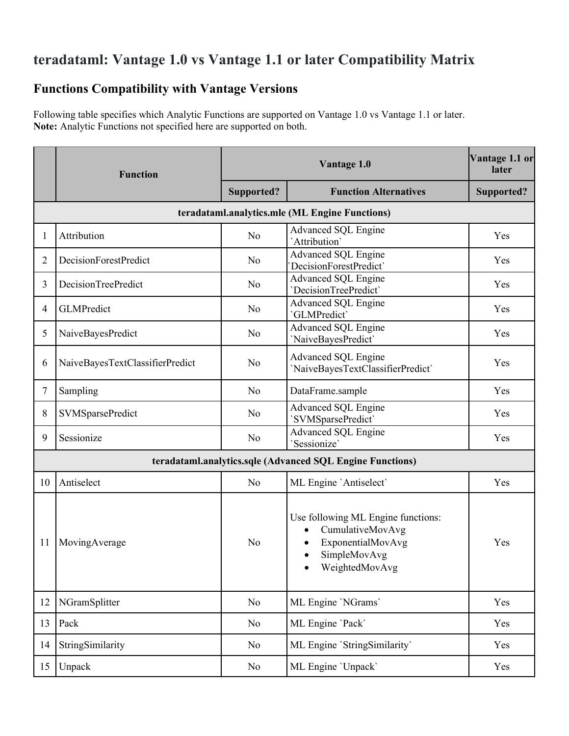# teradataml: Vantage 1.0 vs Vantage 1.1 or later Compatibility Matrix

## Functions Compatibility with Vantage Versions

Following table specifies which Analytic Functions are supported on Vantage 1.0 vs Vantage 1.1 or later.
**Note:** Analytic Functions not specified here are supported on both.

| | Function | Vantage 1.0 | | Vantage 1.1 or later |
|---|---|---|---|---|
| | | Supported? | Function Alternatives | Supported? |
| **teradataml.analytics.mle (ML Engine Functions)** | | | | |
| 1 | Attribution | No | Advanced SQL Engine `Attribution` | Yes |
| 2 | DecisionForestPredict | No | Advanced SQL Engine `DecisionForestPredict` | Yes |
| 3 | DecisionTreePredict | No | Advanced SQL Engine `DecisionTreePredict` | Yes |
| 4 | GLMPredict | No | Advanced SQL Engine `GLMPredict` | Yes |
| 5 | NaiveBayesPredict | No | Advanced SQL Engine `NaiveBayesPredict` | Yes |
| 6 | NaiveBayesTextClassifierPredict | No | Advanced SQL Engine `NaiveBayesTextClassifierPredict` | Yes |
| 7 | Sampling | No | DataFrame.sample | Yes |
| 8 | SVMSparsePredict | No | Advanced SQL Engine `SVMSparsePredict` | Yes |
| 9 | Sessionize | No | Advanced SQL Engine `Sessionize` | Yes |
| **teradataml.analytics.sqle (Advanced SQL Engine Functions)** | | | | |
| 10 | Antiselect | No | ML Engine `Antiselect` | Yes |
| 11 | MovingAverage | No | Use following ML Engine functions: <br>• CumulativeMovAvg <br>• ExponentialMovAvg <br>• SimpleMovAvg <br>• WeightedMovAvg | Yes |
| 12 | NGramSplitter | No | ML Engine `NGrams` | Yes |
| 13 | Pack | No | ML Engine `Pack` | Yes |
| 14 | StringSimilarity | No | ML Engine `StringSimilarity` | Yes |
| 15 | Unpack | No | ML Engine `Unpack` | Yes |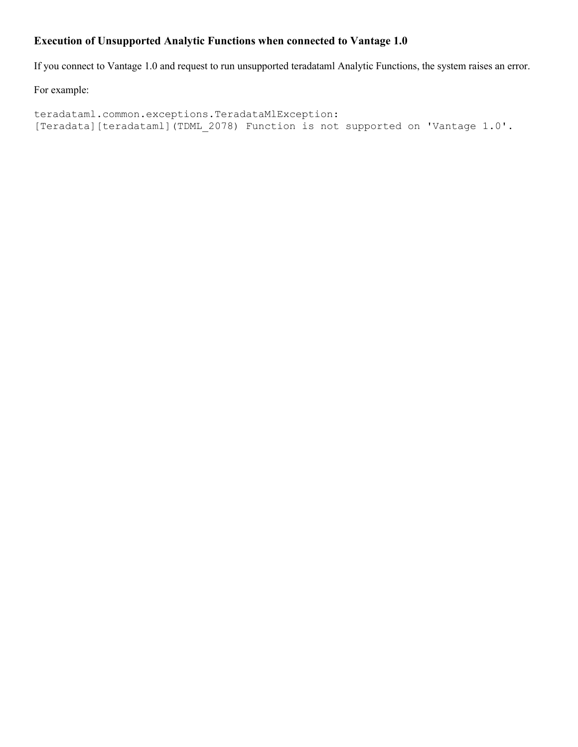### Execution of Unsupported Analytic Functions when connected to Vantage 1.0

If you connect to Vantage 1.0 and request to run unsupported teradataml Analytic Functions, the system raises an error.

For example:

```
teradataml.common.exceptions.TeradataMlException:
[Teradata][teradataml](TDML_2078) Function is not supported on 'Vantage 1.0'.
```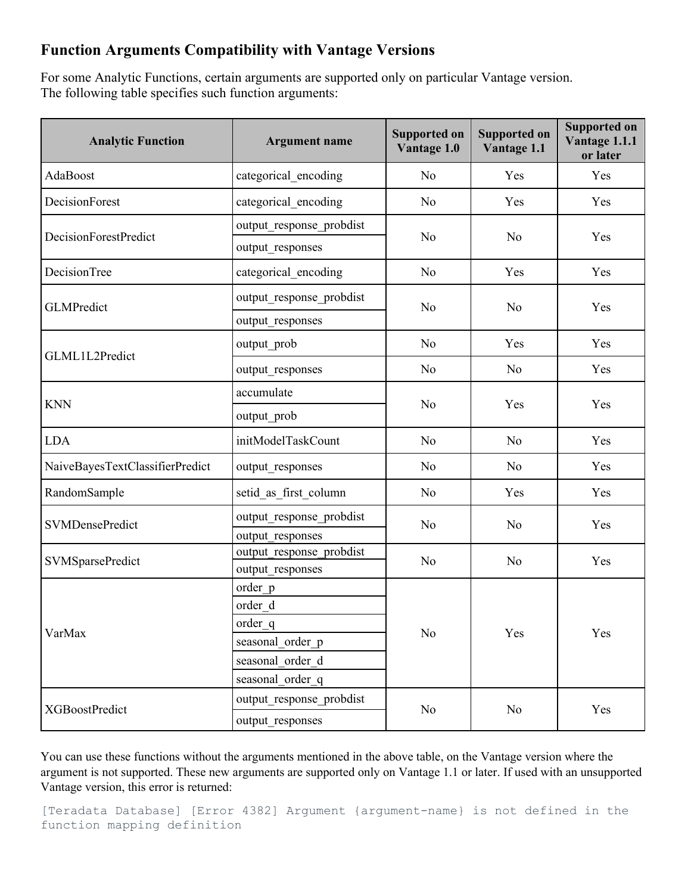## Function Arguments Compatibility with Vantage Versions

For some Analytic Functions, certain arguments are supported only on particular Vantage version.
The following table specifies such function arguments:

| Analytic Function | Argument name | Supported on Vantage 1.0 | Supported on Vantage 1.1 | Supported on Vantage 1.1.1 or later |
|---|---|---|---|---|
| AdaBoost | categorical_encoding | No | Yes | Yes |
| DecisionForest | categorical_encoding | No | Yes | Yes |
| DecisionForestPredict | output_response_probdist | No | No | Yes |
| | output_responses | | | |
| DecisionTree | categorical_encoding | No | Yes | Yes |
| GLMPredict | output_response_probdist | No | No | Yes |
| | output_responses | | | |
| GLML1L2Predict | output_prob | No | Yes | Yes |
| | output_responses | No | No | Yes |
| KNN | accumulate | No | Yes | Yes |
| | output_prob | | | |
| LDA | initModelTaskCount | No | No | Yes |
| NaiveBayesTextClassifierPredict | output_responses | No | No | Yes |
| RandomSample | setid_as_first_column | No | Yes | Yes |
| SVMDensePredict | output_response_probdist | No | No | Yes |
| | output_responses | | | |
| SVMSparsePredict | output_response_probdist | No | No | Yes |
| | output_responses | | | |
| VarMax | order_p | No | Yes | Yes |
| | order_d | | | |
| | order_q | | | |
| | seasonal_order_p | | | |
| | seasonal_order_d | | | |
| | seasonal_order_q | | | |
| XGBoostPredict | output_response_probdist | No | No | Yes |
| | output_responses | | | |

You can use these functions without the arguments mentioned in the above table, on the Vantage version where the argument is not supported. These new arguments are supported only on Vantage 1.1 or later. If used with an unsupported Vantage version, this error is returned:

```
[Teradata Database] [Error 4382] Argument {argument-name} is not defined in the
function mapping definition
```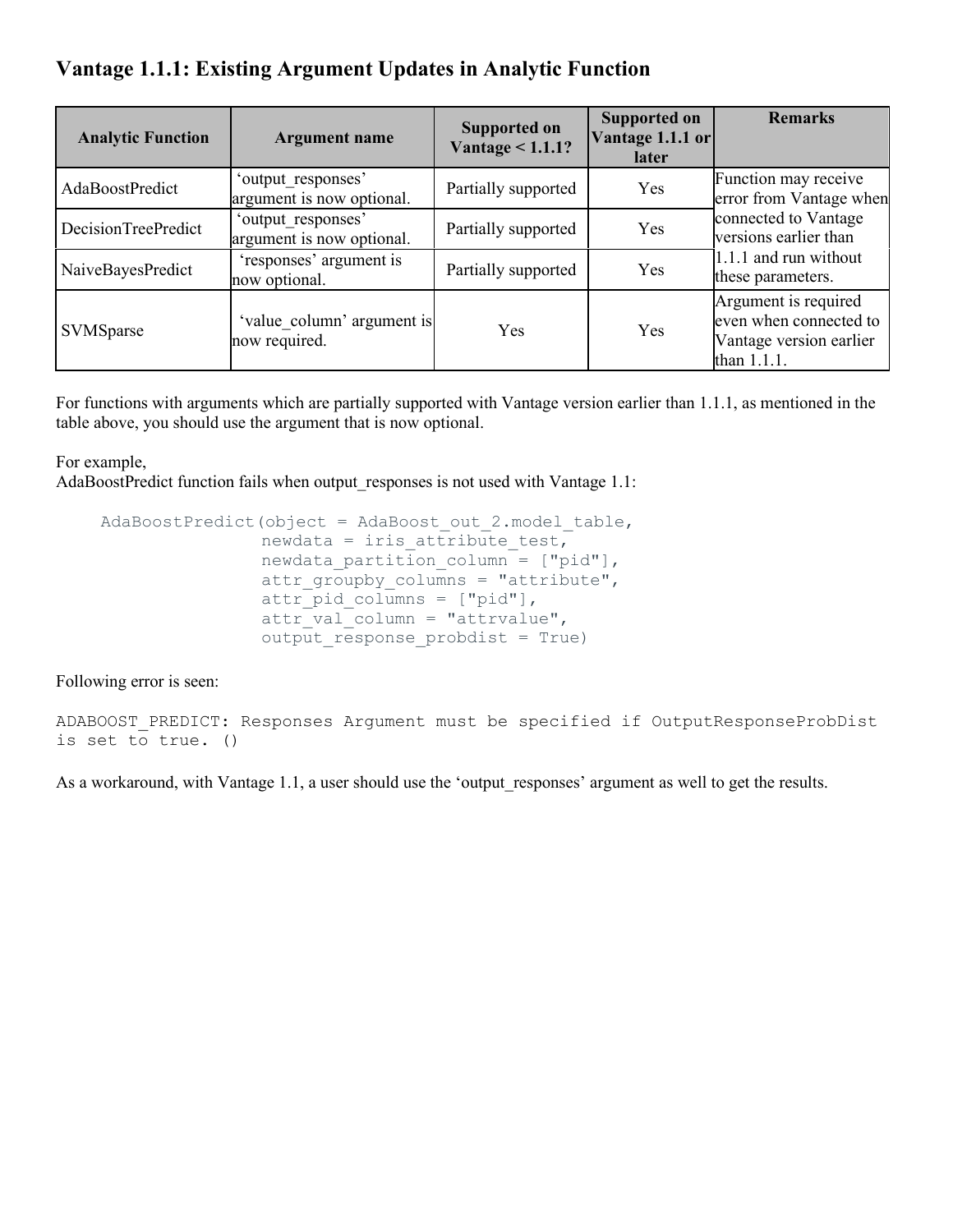## Vantage 1.1.1: Existing Argument Updates in Analytic Function

| Analytic Function | Argument name | Supported on Vantage < 1.1.1? | Supported on Vantage 1.1.1 or later | Remarks |
|---|---|---|---|---|
| AdaBoostPredict | 'output_responses' argument is now optional. | Partially supported | Yes | Function may receive error from Vantage when connected to Vantage versions earlier than 1.1.1 and run without these parameters. |
| DecisionTreePredict | 'output_responses' argument is now optional. | Partially supported | Yes | |
| NaiveBayesPredict | 'responses' argument is now optional. | Partially supported | Yes | |
| SVMSparse | 'value_column' argument is now required. | Yes | Yes | Argument is required even when connected to Vantage version earlier than 1.1.1. |

For functions with arguments which are partially supported with Vantage version earlier than 1.1.1, as mentioned in the table above, you should use the argument that is now optional.

For example,
AdaBoostPredict function fails when output_responses is not used with Vantage 1.1:

```
AdaBoostPredict(object = AdaBoost_out_2.model_table,
                newdata = iris_attribute_test,
                newdata_partition_column = ["pid"],
                attr_groupby_columns = "attribute",
                attr_pid_columns = ["pid"],
                attr_val_column = "attrvalue",
                output_response_probdist = True)
```

Following error is seen:

```
ADABOOST_PREDICT: Responses Argument must be specified if OutputResponseProbDist
is set to true. ()
```

As a workaround, with Vantage 1.1, a user should use the 'output_responses' argument as well to get the results.